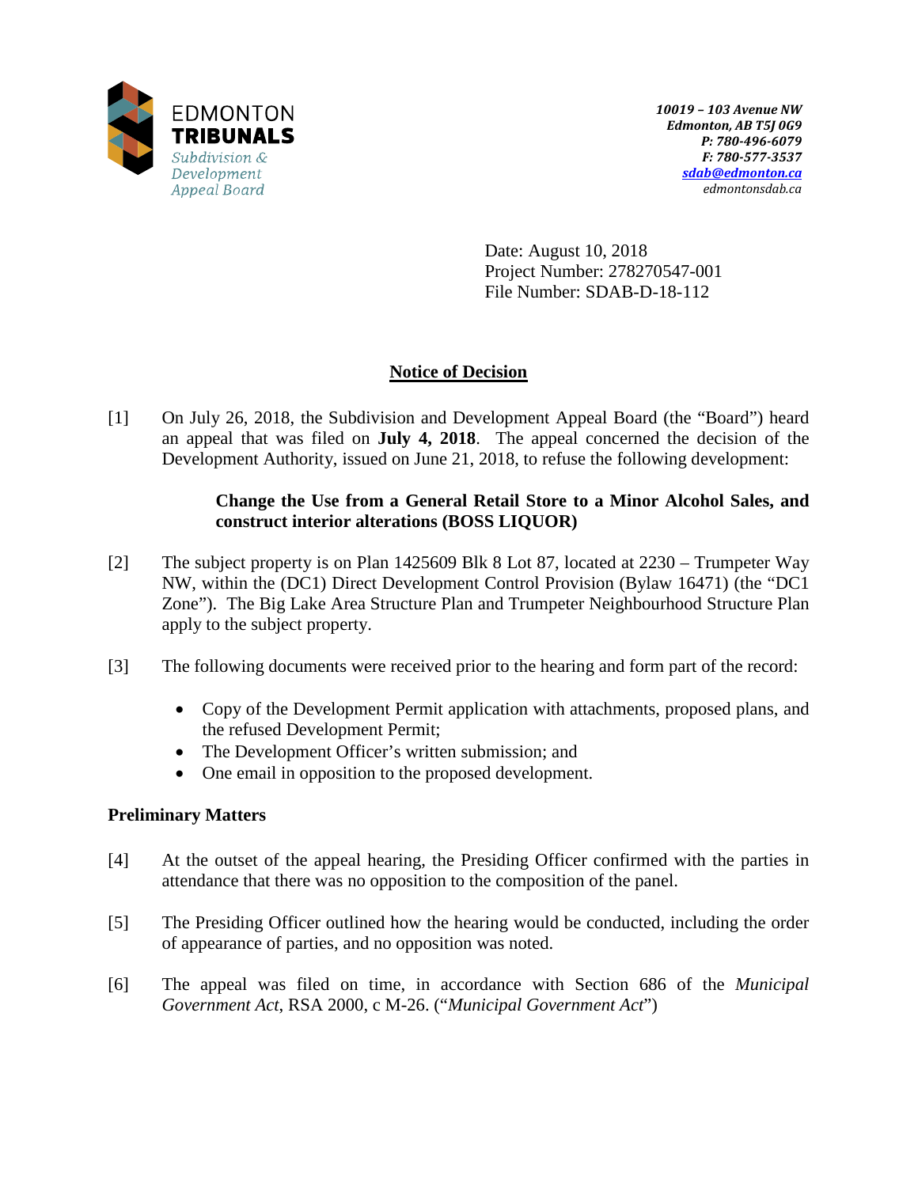EDMONTON
**TRIBUNALS**
*Subdivision & Development Appeal Board*

***10019 – 103 Avenue NW***
***Edmonton, AB T5J 0G9***
***P: 780-496-6079***
***F: 780-577-3537***
***sdab@edmonton.ca***
*edmontonsdab.ca*

Date: August 10, 2018
Project Number: 278270547-001
File Number: SDAB-D-18-112

## Notice of Decision

[1] On July 26, 2018, the Subdivision and Development Appeal Board (the "Board") heard an appeal that was filed on **July 4, 2018**. The appeal concerned the decision of the Development Authority, issued on June 21, 2018, to refuse the following development:

> **Change the Use from a General Retail Store to a Minor Alcohol Sales, and construct interior alterations (BOSS LIQUOR)**

[2] The subject property is on Plan 1425609 Blk 8 Lot 87, located at 2230 – Trumpeter Way NW, within the (DC1) Direct Development Control Provision (Bylaw 16471) (the "DC1 Zone"). The Big Lake Area Structure Plan and Trumpeter Neighbourhood Structure Plan apply to the subject property.

[3] The following documents were received prior to the hearing and form part of the record:

- Copy of the Development Permit application with attachments, proposed plans, and the refused Development Permit;
- The Development Officer's written submission; and
- One email in opposition to the proposed development.

### Preliminary Matters

[4] At the outset of the appeal hearing, the Presiding Officer confirmed with the parties in attendance that there was no opposition to the composition of the panel.

[5] The Presiding Officer outlined how the hearing would be conducted, including the order of appearance of parties, and no opposition was noted.

[6] The appeal was filed on time, in accordance with Section 686 of the *Municipal Government Act*, RSA 2000, c M-26. ("*Municipal Government Act*")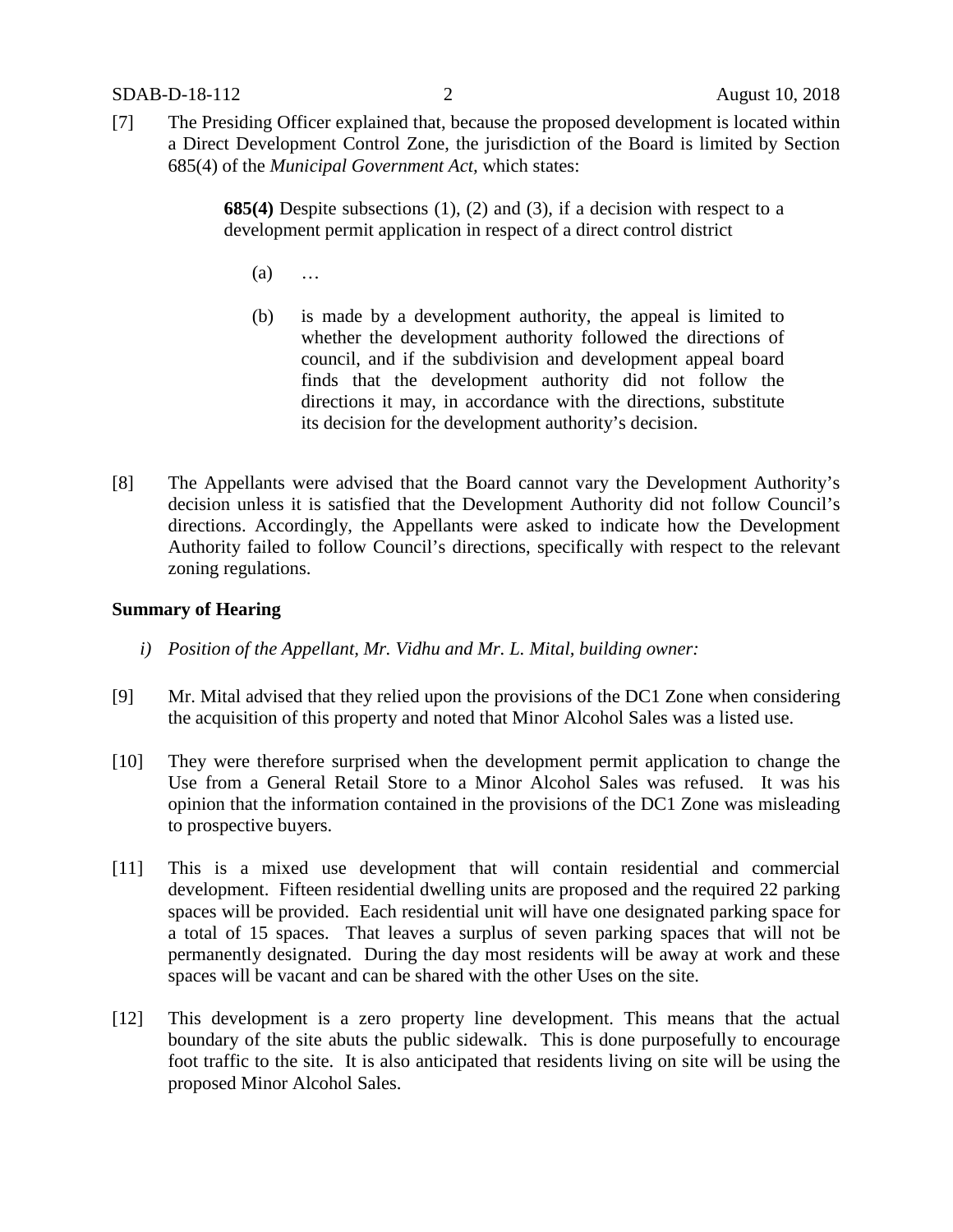[7] The Presiding Officer explained that, because the proposed development is located within a Direct Development Control Zone, the jurisdiction of the Board is limited by Section 685(4) of the *Municipal Government Act*, which states:

> **685(4)** Despite subsections (1), (2) and (3), if a decision with respect to a development permit application in respect of a direct control district
>
> (a) …
>
> (b) is made by a development authority, the appeal is limited to whether the development authority followed the directions of council, and if the subdivision and development appeal board finds that the development authority did not follow the directions it may, in accordance with the directions, substitute its decision for the development authority's decision.

[8] The Appellants were advised that the Board cannot vary the Development Authority's decision unless it is satisfied that the Development Authority did not follow Council's directions. Accordingly, the Appellants were asked to indicate how the Development Authority failed to follow Council's directions, specifically with respect to the relevant zoning regulations.

**Summary of Hearing**

*i) Position of the Appellant, Mr. Vidhu and Mr. L. Mital, building owner:*

[9] Mr. Mital advised that they relied upon the provisions of the DC1 Zone when considering the acquisition of this property and noted that Minor Alcohol Sales was a listed use.

[10] They were therefore surprised when the development permit application to change the Use from a General Retail Store to a Minor Alcohol Sales was refused. It was his opinion that the information contained in the provisions of the DC1 Zone was misleading to prospective buyers.

[11] This is a mixed use development that will contain residential and commercial development. Fifteen residential dwelling units are proposed and the required 22 parking spaces will be provided. Each residential unit will have one designated parking space for a total of 15 spaces. That leaves a surplus of seven parking spaces that will not be permanently designated. During the day most residents will be away at work and these spaces will be vacant and can be shared with the other Uses on the site.

[12] This development is a zero property line development. This means that the actual boundary of the site abuts the public sidewalk. This is done purposefully to encourage foot traffic to the site. It is also anticipated that residents living on site will be using the proposed Minor Alcohol Sales.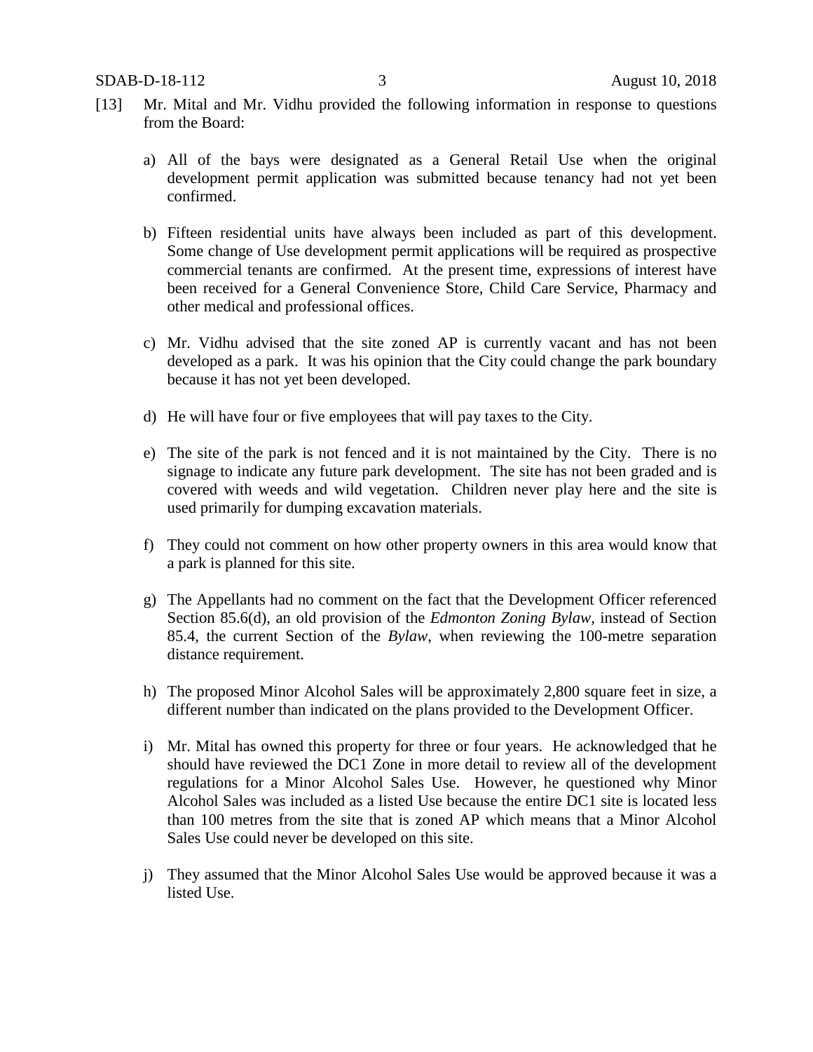[13] Mr. Mital and Mr. Vidhu provided the following information in response to questions from the Board:

a) All of the bays were designated as a General Retail Use when the original development permit application was submitted because tenancy had not yet been confirmed.

b) Fifteen residential units have always been included as part of this development. Some change of Use development permit applications will be required as prospective commercial tenants are confirmed. At the present time, expressions of interest have been received for a General Convenience Store, Child Care Service, Pharmacy and other medical and professional offices.

c) Mr. Vidhu advised that the site zoned AP is currently vacant and has not been developed as a park. It was his opinion that the City could change the park boundary because it has not yet been developed.

d) He will have four or five employees that will pay taxes to the City.

e) The site of the park is not fenced and it is not maintained by the City. There is no signage to indicate any future park development. The site has not been graded and is covered with weeds and wild vegetation. Children never play here and the site is used primarily for dumping excavation materials.

f) They could not comment on how other property owners in this area would know that a park is planned for this site.

g) The Appellants had no comment on the fact that the Development Officer referenced Section 85.6(d), an old provision of the *Edmonton Zoning Bylaw,* instead of Section 85.4, the current Section of the *Bylaw*, when reviewing the 100-metre separation distance requirement.

h) The proposed Minor Alcohol Sales will be approximately 2,800 square feet in size, a different number than indicated on the plans provided to the Development Officer.

i) Mr. Mital has owned this property for three or four years. He acknowledged that he should have reviewed the DC1 Zone in more detail to review all of the development regulations for a Minor Alcohol Sales Use. However, he questioned why Minor Alcohol Sales was included as a listed Use because the entire DC1 site is located less than 100 metres from the site that is zoned AP which means that a Minor Alcohol Sales Use could never be developed on this site.

j) They assumed that the Minor Alcohol Sales Use would be approved because it was a listed Use.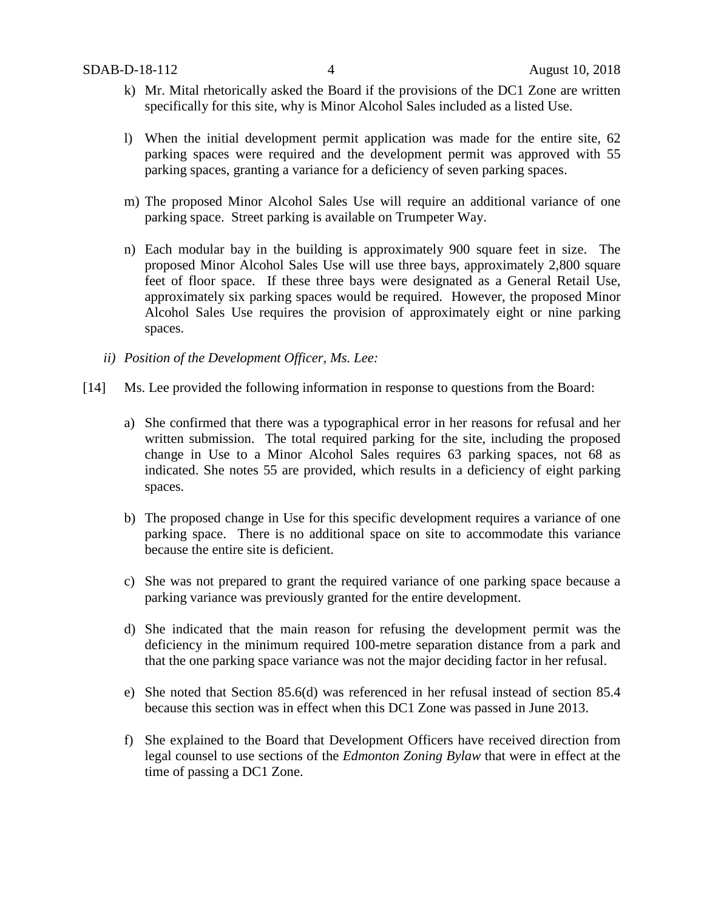k) Mr. Mital rhetorically asked the Board if the provisions of the DC1 Zone are written specifically for this site, why is Minor Alcohol Sales included as a listed Use.

l) When the initial development permit application was made for the entire site, 62 parking spaces were required and the development permit was approved with 55 parking spaces, granting a variance for a deficiency of seven parking spaces.

m) The proposed Minor Alcohol Sales Use will require an additional variance of one parking space. Street parking is available on Trumpeter Way.

n) Each modular bay in the building is approximately 900 square feet in size. The proposed Minor Alcohol Sales Use will use three bays, approximately 2,800 square feet of floor space. If these three bays were designated as a General Retail Use, approximately six parking spaces would be required. However, the proposed Minor Alcohol Sales Use requires the provision of approximately eight or nine parking spaces.

*ii) Position of the Development Officer, Ms. Lee:*

[14] Ms. Lee provided the following information in response to questions from the Board:

a) She confirmed that there was a typographical error in her reasons for refusal and her written submission. The total required parking for the site, including the proposed change in Use to a Minor Alcohol Sales requires 63 parking spaces, not 68 as indicated. She notes 55 are provided, which results in a deficiency of eight parking spaces.

b) The proposed change in Use for this specific development requires a variance of one parking space. There is no additional space on site to accommodate this variance because the entire site is deficient.

c) She was not prepared to grant the required variance of one parking space because a parking variance was previously granted for the entire development.

d) She indicated that the main reason for refusing the development permit was the deficiency in the minimum required 100-metre separation distance from a park and that the one parking space variance was not the major deciding factor in her refusal.

e) She noted that Section 85.6(d) was referenced in her refusal instead of section 85.4 because this section was in effect when this DC1 Zone was passed in June 2013.

f) She explained to the Board that Development Officers have received direction from legal counsel to use sections of the *Edmonton Zoning Bylaw* that were in effect at the time of passing a DC1 Zone.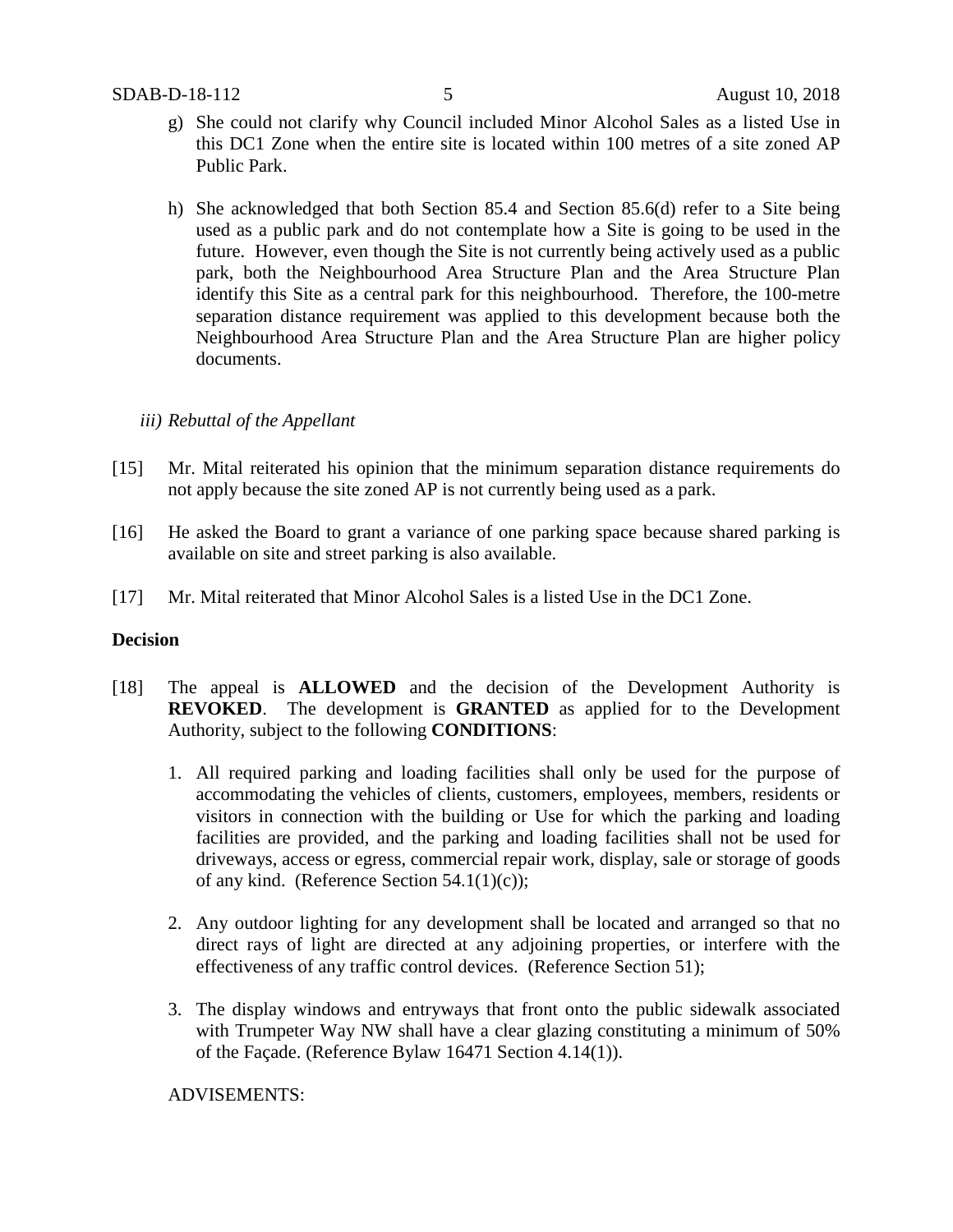g) She could not clarify why Council included Minor Alcohol Sales as a listed Use in this DC1 Zone when the entire site is located within 100 metres of a site zoned AP Public Park.

h) She acknowledged that both Section 85.4 and Section 85.6(d) refer to a Site being used as a public park and do not contemplate how a Site is going to be used in the future. However, even though the Site is not currently being actively used as a public park, both the Neighbourhood Area Structure Plan and the Area Structure Plan identify this Site as a central park for this neighbourhood. Therefore, the 100-metre separation distance requirement was applied to this development because both the Neighbourhood Area Structure Plan and the Area Structure Plan are higher policy documents.

*iii) Rebuttal of the Appellant*

[15] Mr. Mital reiterated his opinion that the minimum separation distance requirements do not apply because the site zoned AP is not currently being used as a park.

[16] He asked the Board to grant a variance of one parking space because shared parking is available on site and street parking is also available.

[17] Mr. Mital reiterated that Minor Alcohol Sales is a listed Use in the DC1 Zone.

**Decision**

[18] The appeal is **ALLOWED** and the decision of the Development Authority is **REVOKED**. The development is **GRANTED** as applied for to the Development Authority, subject to the following **CONDITIONS**:

1. All required parking and loading facilities shall only be used for the purpose of accommodating the vehicles of clients, customers, employees, members, residents or visitors in connection with the building or Use for which the parking and loading facilities are provided, and the parking and loading facilities shall not be used for driveways, access or egress, commercial repair work, display, sale or storage of goods of any kind. (Reference Section 54.1(1)(c));

2. Any outdoor lighting for any development shall be located and arranged so that no direct rays of light are directed at any adjoining properties, or interfere with the effectiveness of any traffic control devices. (Reference Section 51);

3. The display windows and entryways that front onto the public sidewalk associated with Trumpeter Way NW shall have a clear glazing constituting a minimum of 50% of the Façade. (Reference Bylaw 16471 Section 4.14(1)).

ADVISEMENTS: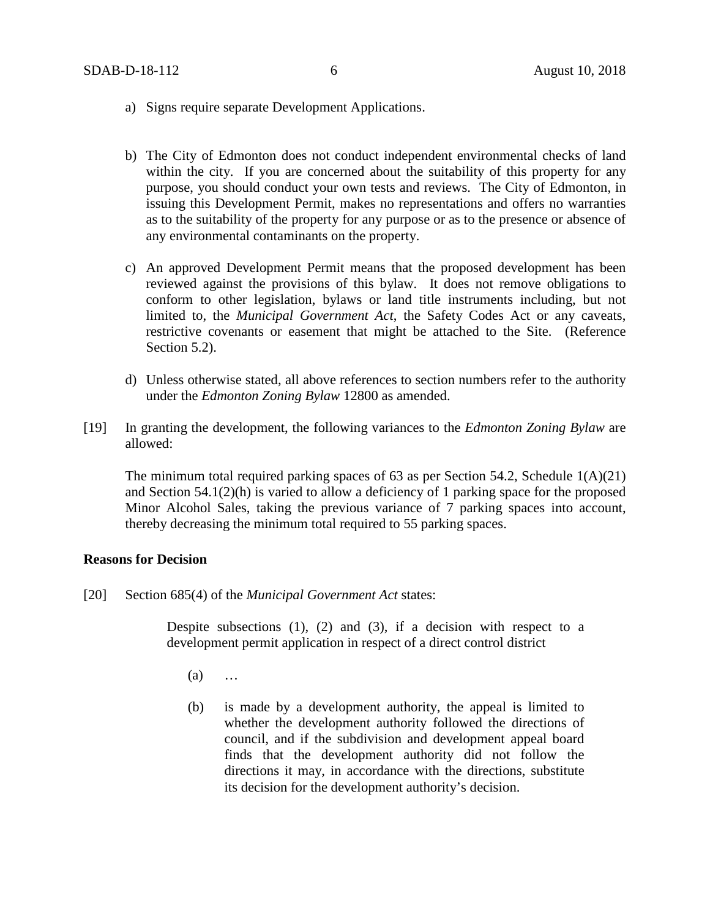a) Signs require separate Development Applications.

b) The City of Edmonton does not conduct independent environmental checks of land within the city. If you are concerned about the suitability of this property for any purpose, you should conduct your own tests and reviews. The City of Edmonton, in issuing this Development Permit, makes no representations and offers no warranties as to the suitability of the property for any purpose or as to the presence or absence of any environmental contaminants on the property.

c) An approved Development Permit means that the proposed development has been reviewed against the provisions of this bylaw. It does not remove obligations to conform to other legislation, bylaws or land title instruments including, but not limited to, the *Municipal Government Act*, the Safety Codes Act or any caveats, restrictive covenants or easement that might be attached to the Site. (Reference Section 5.2).

d) Unless otherwise stated, all above references to section numbers refer to the authority under the *Edmonton Zoning Bylaw* 12800 as amended.

[19] In granting the development, the following variances to the *Edmonton Zoning Bylaw* are allowed:

The minimum total required parking spaces of 63 as per Section 54.2, Schedule 1(A)(21) and Section 54.1(2)(h) is varied to allow a deficiency of 1 parking space for the proposed Minor Alcohol Sales, taking the previous variance of 7 parking spaces into account, thereby decreasing the minimum total required to 55 parking spaces.

**Reasons for Decision**

[20] Section 685(4) of the *Municipal Government Act* states:

> Despite subsections (1), (2) and (3), if a decision with respect to a development permit application in respect of a direct control district
>
> (a) …
>
> (b) is made by a development authority, the appeal is limited to whether the development authority followed the directions of council, and if the subdivision and development appeal board finds that the development authority did not follow the directions it may, in accordance with the directions, substitute its decision for the development authority's decision.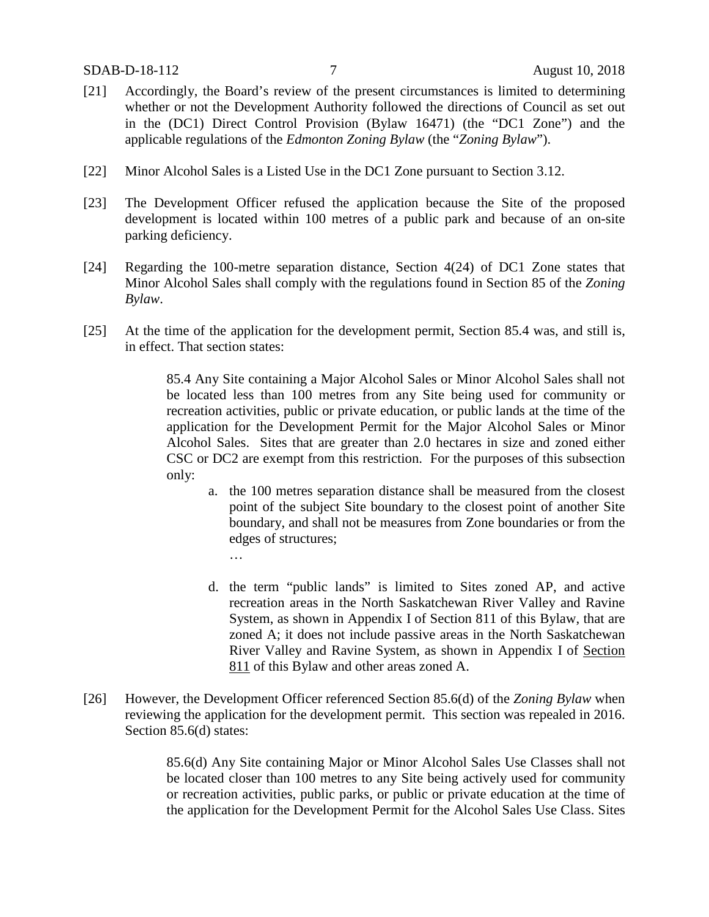[21] Accordingly, the Board's review of the present circumstances is limited to determining whether or not the Development Authority followed the directions of Council as set out in the (DC1) Direct Control Provision (Bylaw 16471) (the "DC1 Zone") and the applicable regulations of the *Edmonton Zoning Bylaw* (the "*Zoning Bylaw*").

[22] Minor Alcohol Sales is a Listed Use in the DC1 Zone pursuant to Section 3.12.

[23] The Development Officer refused the application because the Site of the proposed development is located within 100 metres of a public park and because of an on-site parking deficiency.

[24] Regarding the 100-metre separation distance, Section 4(24) of DC1 Zone states that Minor Alcohol Sales shall comply with the regulations found in Section 85 of the *Zoning Bylaw*.

[25] At the time of the application for the development permit, Section 85.4 was, and still is, in effect. That section states:

> 85.4 Any Site containing a Major Alcohol Sales or Minor Alcohol Sales shall not be located less than 100 metres from any Site being used for community or recreation activities, public or private education, or public lands at the time of the application for the Development Permit for the Major Alcohol Sales or Minor Alcohol Sales. Sites that are greater than 2.0 hectares in size and zoned either CSC or DC2 are exempt from this restriction. For the purposes of this subsection only:
>
> a. the 100 metres separation distance shall be measured from the closest point of the subject Site boundary to the closest point of another Site boundary, and shall not be measures from Zone boundaries or from the edges of structures;
>
> …
>
> d. the term "public lands" is limited to Sites zoned AP, and active recreation areas in the North Saskatchewan River Valley and Ravine System, as shown in Appendix I of Section 811 of this Bylaw, that are zoned A; it does not include passive areas in the North Saskatchewan River Valley and Ravine System, as shown in Appendix I of Section 811 of this Bylaw and other areas zoned A.

[26] However, the Development Officer referenced Section 85.6(d) of the *Zoning Bylaw* when reviewing the application for the development permit. This section was repealed in 2016. Section 85.6(d) states:

> 85.6(d) Any Site containing Major or Minor Alcohol Sales Use Classes shall not be located closer than 100 metres to any Site being actively used for community or recreation activities, public parks, or public or private education at the time of the application for the Development Permit for the Alcohol Sales Use Class. Sites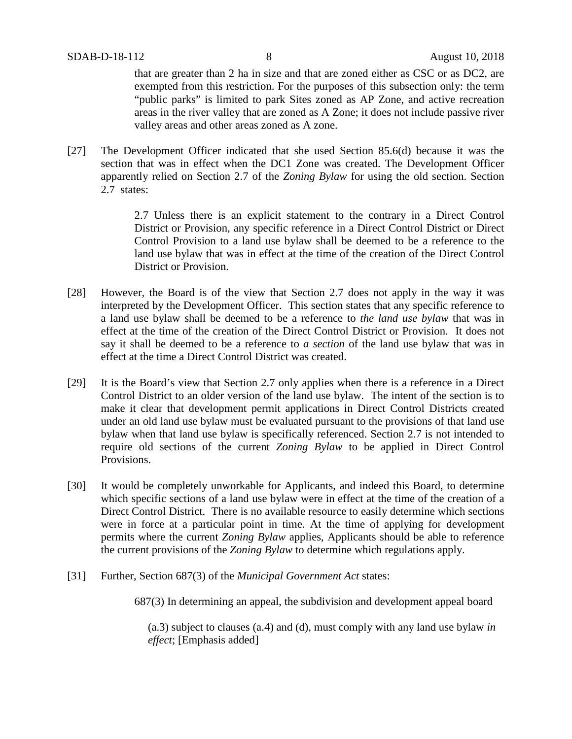> that are greater than 2 ha in size and that are zoned either as CSC or as DC2, are exempted from this restriction. For the purposes of this subsection only: the term "public parks" is limited to park Sites zoned as AP Zone, and active recreation areas in the river valley that are zoned as A Zone; it does not include passive river valley areas and other areas zoned as A zone.

[27] The Development Officer indicated that she used Section 85.6(d) because it was the section that was in effect when the DC1 Zone was created. The Development Officer apparently relied on Section 2.7 of the *Zoning Bylaw* for using the old section. Section 2.7 states:

> 2.7 Unless there is an explicit statement to the contrary in a Direct Control District or Provision, any specific reference in a Direct Control District or Direct Control Provision to a land use bylaw shall be deemed to be a reference to the land use bylaw that was in effect at the time of the creation of the Direct Control District or Provision.

[28] However, the Board is of the view that Section 2.7 does not apply in the way it was interpreted by the Development Officer. This section states that any specific reference to a land use bylaw shall be deemed to be a reference to *the land use bylaw* that was in effect at the time of the creation of the Direct Control District or Provision. It does not say it shall be deemed to be a reference to *a section* of the land use bylaw that was in effect at the time a Direct Control District was created.

[29] It is the Board's view that Section 2.7 only applies when there is a reference in a Direct Control District to an older version of the land use bylaw. The intent of the section is to make it clear that development permit applications in Direct Control Districts created under an old land use bylaw must be evaluated pursuant to the provisions of that land use bylaw when that land use bylaw is specifically referenced. Section 2.7 is not intended to require old sections of the current *Zoning Bylaw* to be applied in Direct Control Provisions.

[30] It would be completely unworkable for Applicants, and indeed this Board, to determine which specific sections of a land use bylaw were in effect at the time of the creation of a Direct Control District. There is no available resource to easily determine which sections were in force at a particular point in time. At the time of applying for development permits where the current *Zoning Bylaw* applies, Applicants should be able to reference the current provisions of the *Zoning Bylaw* to determine which regulations apply.

[31] Further, Section 687(3) of the *Municipal Government Act* states:

> 687(3) In determining an appeal, the subdivision and development appeal board
>
> > (a.3) subject to clauses (a.4) and (d), must comply with any land use bylaw *in effect*; [Emphasis added]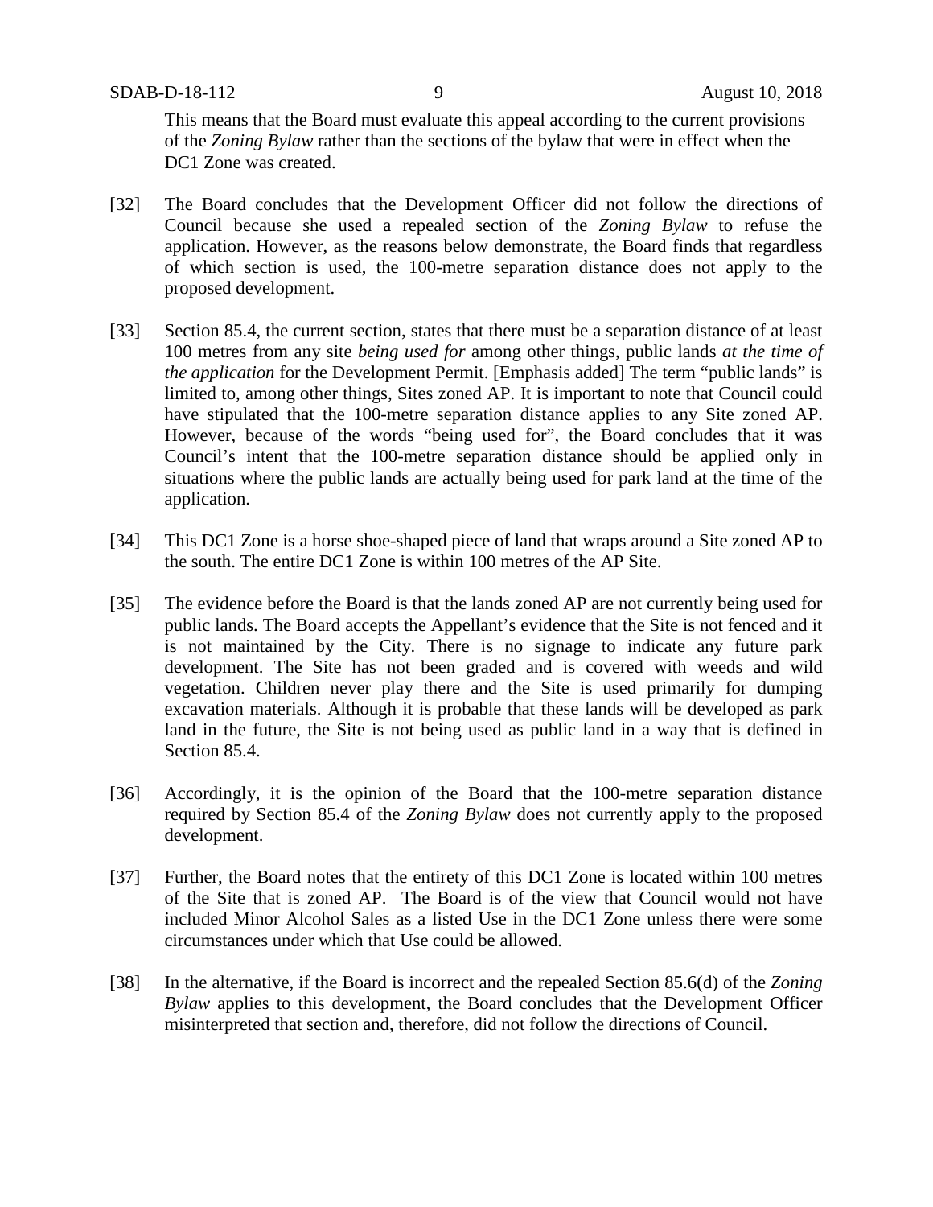This means that the Board must evaluate this appeal according to the current provisions of the *Zoning Bylaw* rather than the sections of the bylaw that were in effect when the DC1 Zone was created.

[32] The Board concludes that the Development Officer did not follow the directions of Council because she used a repealed section of the *Zoning Bylaw* to refuse the application. However, as the reasons below demonstrate, the Board finds that regardless of which section is used, the 100-metre separation distance does not apply to the proposed development.

[33] Section 85.4, the current section, states that there must be a separation distance of at least 100 metres from any site *being used for* among other things, public lands *at the time of the application* for the Development Permit. [Emphasis added] The term "public lands" is limited to, among other things, Sites zoned AP. It is important to note that Council could have stipulated that the 100-metre separation distance applies to any Site zoned AP. However, because of the words "being used for", the Board concludes that it was Council's intent that the 100-metre separation distance should be applied only in situations where the public lands are actually being used for park land at the time of the application.

[34] This DC1 Zone is a horse shoe-shaped piece of land that wraps around a Site zoned AP to the south. The entire DC1 Zone is within 100 metres of the AP Site.

[35] The evidence before the Board is that the lands zoned AP are not currently being used for public lands. The Board accepts the Appellant's evidence that the Site is not fenced and it is not maintained by the City. There is no signage to indicate any future park development. The Site has not been graded and is covered with weeds and wild vegetation. Children never play there and the Site is used primarily for dumping excavation materials. Although it is probable that these lands will be developed as park land in the future, the Site is not being used as public land in a way that is defined in Section 85.4.

[36] Accordingly, it is the opinion of the Board that the 100-metre separation distance required by Section 85.4 of the *Zoning Bylaw* does not currently apply to the proposed development.

[37] Further, the Board notes that the entirety of this DC1 Zone is located within 100 metres of the Site that is zoned AP. The Board is of the view that Council would not have included Minor Alcohol Sales as a listed Use in the DC1 Zone unless there were some circumstances under which that Use could be allowed.

[38] In the alternative, if the Board is incorrect and the repealed Section 85.6(d) of the *Zoning Bylaw* applies to this development, the Board concludes that the Development Officer misinterpreted that section and, therefore, did not follow the directions of Council.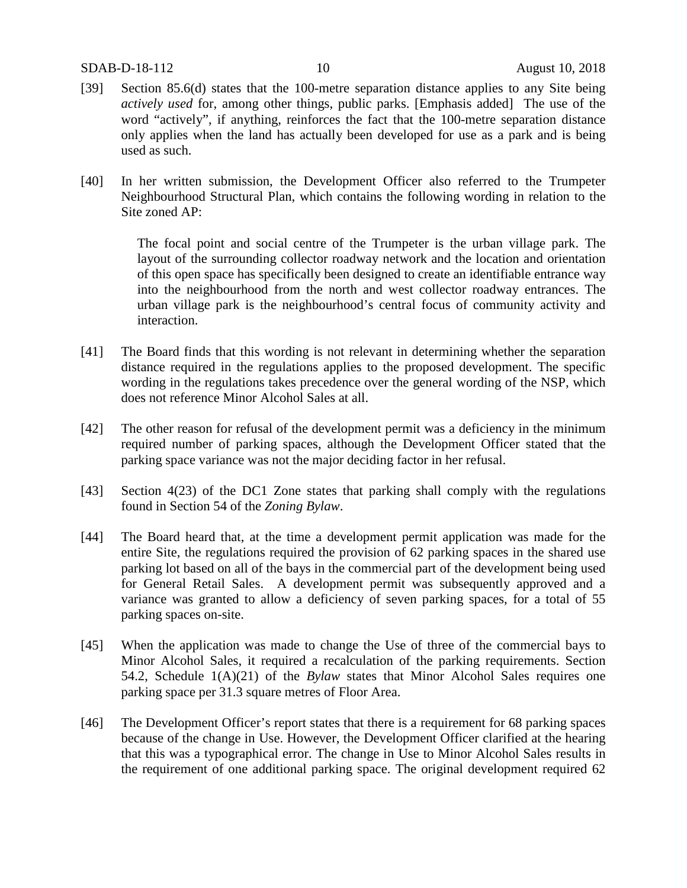[39] Section 85.6(d) states that the 100-metre separation distance applies to any Site being *actively used* for, among other things, public parks. [Emphasis added] The use of the word "actively", if anything, reinforces the fact that the 100-metre separation distance only applies when the land has actually been developed for use as a park and is being used as such.

[40] In her written submission, the Development Officer also referred to the Trumpeter Neighbourhood Structural Plan, which contains the following wording in relation to the Site zoned AP:

> The focal point and social centre of the Trumpeter is the urban village park. The layout of the surrounding collector roadway network and the location and orientation of this open space has specifically been designed to create an identifiable entrance way into the neighbourhood from the north and west collector roadway entrances. The urban village park is the neighbourhood's central focus of community activity and interaction.

[41] The Board finds that this wording is not relevant in determining whether the separation distance required in the regulations applies to the proposed development. The specific wording in the regulations takes precedence over the general wording of the NSP, which does not reference Minor Alcohol Sales at all.

[42] The other reason for refusal of the development permit was a deficiency in the minimum required number of parking spaces, although the Development Officer stated that the parking space variance was not the major deciding factor in her refusal.

[43] Section 4(23) of the DC1 Zone states that parking shall comply with the regulations found in Section 54 of the *Zoning Bylaw*.

[44] The Board heard that, at the time a development permit application was made for the entire Site, the regulations required the provision of 62 parking spaces in the shared use parking lot based on all of the bays in the commercial part of the development being used for General Retail Sales. A development permit was subsequently approved and a variance was granted to allow a deficiency of seven parking spaces, for a total of 55 parking spaces on-site.

[45] When the application was made to change the Use of three of the commercial bays to Minor Alcohol Sales, it required a recalculation of the parking requirements. Section 54.2, Schedule 1(A)(21) of the *Bylaw* states that Minor Alcohol Sales requires one parking space per 31.3 square metres of Floor Area.

[46] The Development Officer's report states that there is a requirement for 68 parking spaces because of the change in Use. However, the Development Officer clarified at the hearing that this was a typographical error. The change in Use to Minor Alcohol Sales results in the requirement of one additional parking space. The original development required 62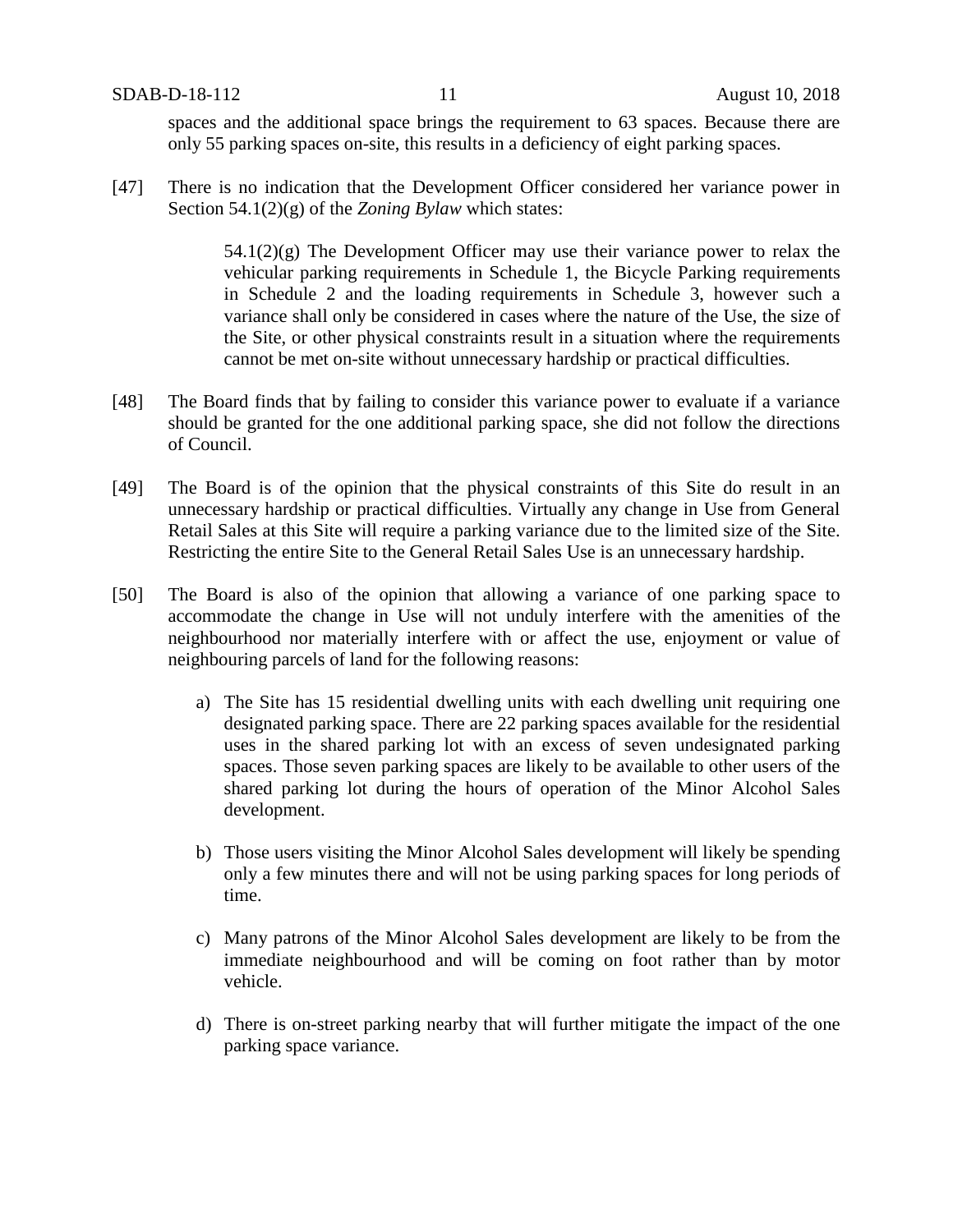spaces and the additional space brings the requirement to 63 spaces. Because there are only 55 parking spaces on-site, this results in a deficiency of eight parking spaces.

[47] There is no indication that the Development Officer considered her variance power in Section 54.1(2)(g) of the *Zoning Bylaw* which states:

> 54.1(2)(g) The Development Officer may use their variance power to relax the vehicular parking requirements in Schedule 1, the Bicycle Parking requirements in Schedule 2 and the loading requirements in Schedule 3, however such a variance shall only be considered in cases where the nature of the Use, the size of the Site, or other physical constraints result in a situation where the requirements cannot be met on-site without unnecessary hardship or practical difficulties.

[48] The Board finds that by failing to consider this variance power to evaluate if a variance should be granted for the one additional parking space, she did not follow the directions of Council.

[49] The Board is of the opinion that the physical constraints of this Site do result in an unnecessary hardship or practical difficulties. Virtually any change in Use from General Retail Sales at this Site will require a parking variance due to the limited size of the Site. Restricting the entire Site to the General Retail Sales Use is an unnecessary hardship.

[50] The Board is also of the opinion that allowing a variance of one parking space to accommodate the change in Use will not unduly interfere with the amenities of the neighbourhood nor materially interfere with or affect the use, enjoyment or value of neighbouring parcels of land for the following reasons:

a) The Site has 15 residential dwelling units with each dwelling unit requiring one designated parking space. There are 22 parking spaces available for the residential uses in the shared parking lot with an excess of seven undesignated parking spaces. Those seven parking spaces are likely to be available to other users of the shared parking lot during the hours of operation of the Minor Alcohol Sales development.

b) Those users visiting the Minor Alcohol Sales development will likely be spending only a few minutes there and will not be using parking spaces for long periods of time.

c) Many patrons of the Minor Alcohol Sales development are likely to be from the immediate neighbourhood and will be coming on foot rather than by motor vehicle.

d) There is on-street parking nearby that will further mitigate the impact of the one parking space variance.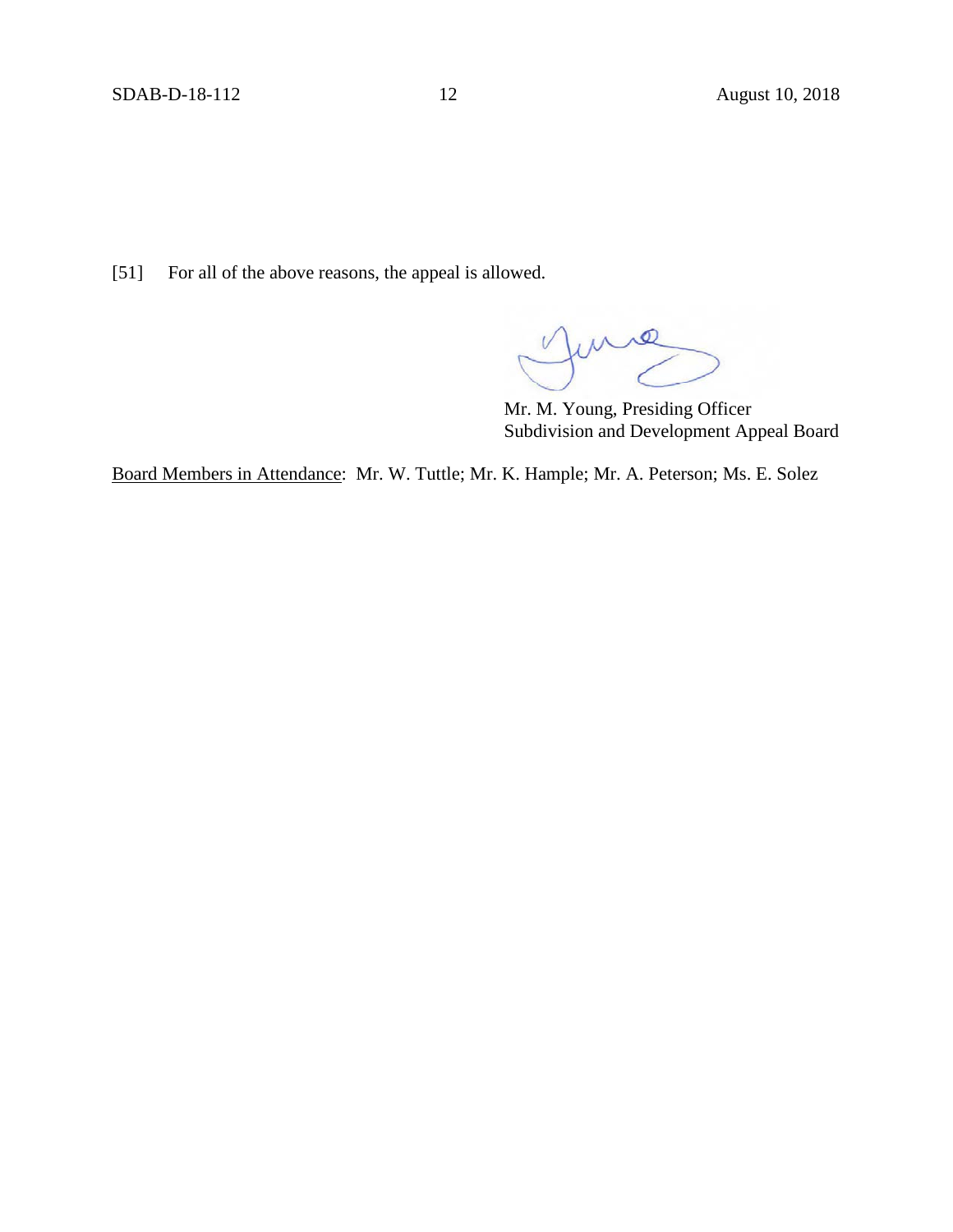[51] For all of the above reasons, the appeal is allowed.

Mr. M. Young, Presiding Officer
Subdivision and Development Appeal Board

Board Members in Attendance: Mr. W. Tuttle; Mr. K. Hample; Mr. A. Peterson; Ms. E. Solez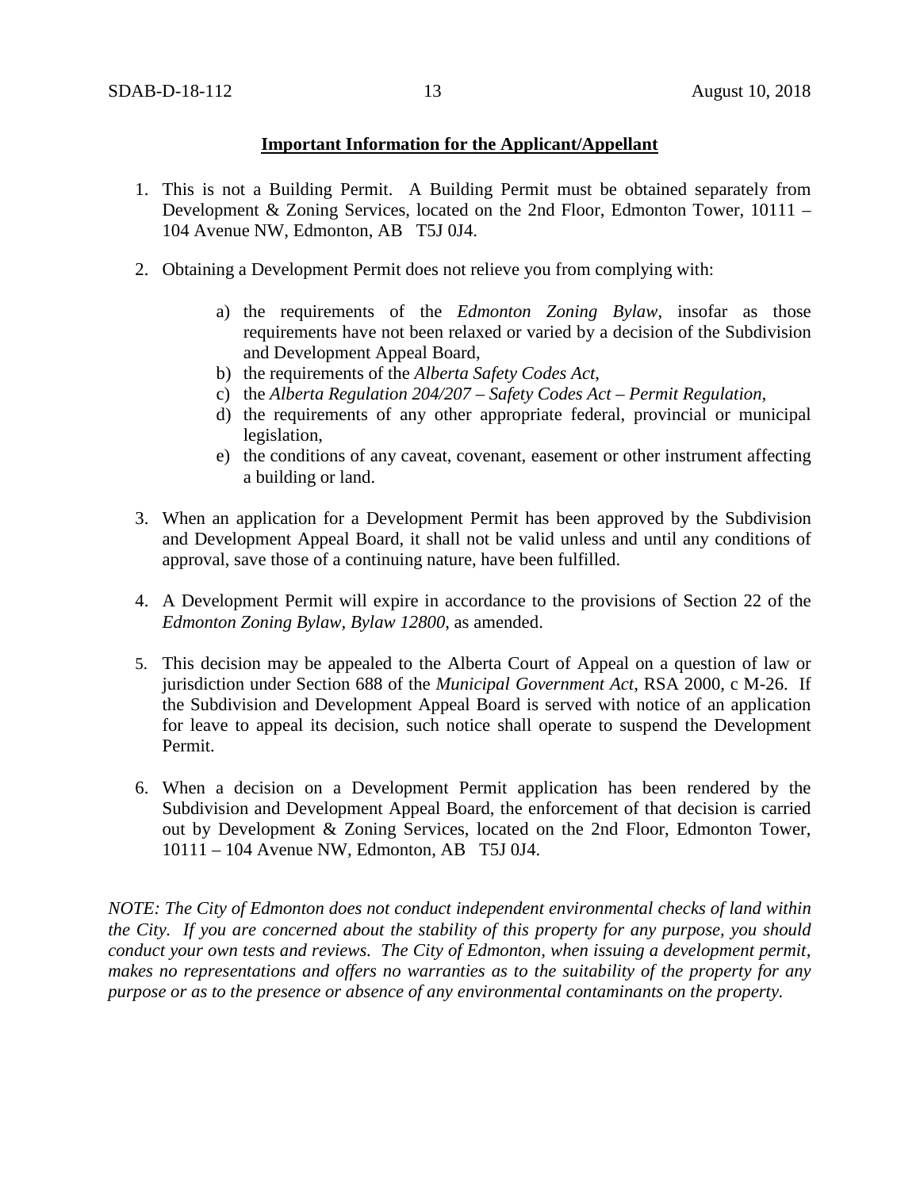**Important Information for the Applicant/Appellant**

1. This is not a Building Permit. A Building Permit must be obtained separately from Development & Zoning Services, located on the 2nd Floor, Edmonton Tower, 10111 – 104 Avenue NW, Edmonton, AB T5J 0J4.

2. Obtaining a Development Permit does not relieve you from complying with:

    a) the requirements of the *Edmonton Zoning Bylaw*, insofar as those requirements have not been relaxed or varied by a decision of the Subdivision and Development Appeal Board,
    b) the requirements of the *Alberta Safety Codes Act*,
    c) the *Alberta Regulation 204/207 – Safety Codes Act – Permit Regulation*,
    d) the requirements of any other appropriate federal, provincial or municipal legislation,
    e) the conditions of any caveat, covenant, easement or other instrument affecting a building or land.

3. When an application for a Development Permit has been approved by the Subdivision and Development Appeal Board, it shall not be valid unless and until any conditions of approval, save those of a continuing nature, have been fulfilled.

4. A Development Permit will expire in accordance to the provisions of Section 22 of the *Edmonton Zoning Bylaw, Bylaw 12800*, as amended.

5. This decision may be appealed to the Alberta Court of Appeal on a question of law or jurisdiction under Section 688 of the *Municipal Government Act*, RSA 2000, c M-26. If the Subdivision and Development Appeal Board is served with notice of an application for leave to appeal its decision, such notice shall operate to suspend the Development Permit.

6. When a decision on a Development Permit application has been rendered by the Subdivision and Development Appeal Board, the enforcement of that decision is carried out by Development & Zoning Services, located on the 2nd Floor, Edmonton Tower, 10111 – 104 Avenue NW, Edmonton, AB T5J 0J4.

*NOTE: The City of Edmonton does not conduct independent environmental checks of land within the City. If you are concerned about the stability of this property for any purpose, you should conduct your own tests and reviews. The City of Edmonton, when issuing a development permit, makes no representations and offers no warranties as to the suitability of the property for any purpose or as to the presence or absence of any environmental contaminants on the property.*